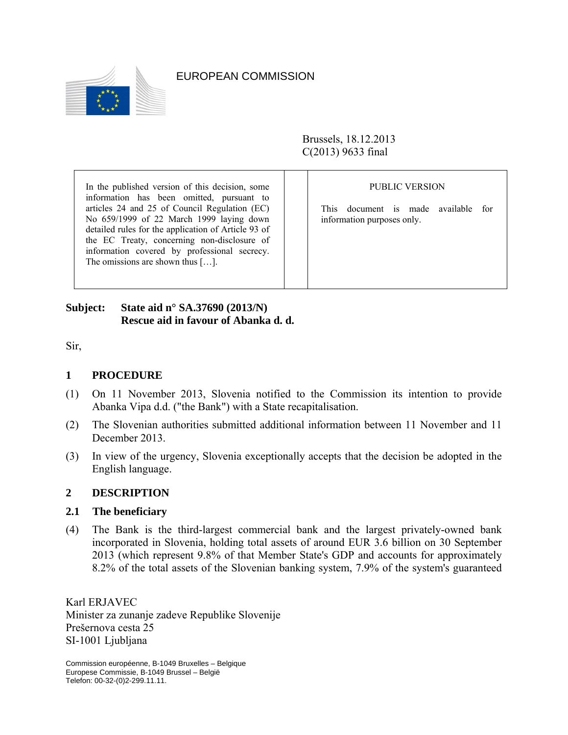EUROPEAN COMMISSION

Brussels, 18.12.2013
C(2013) 9633 final

| In the published version of this decision, some information has been omitted, pursuant to articles 24 and 25 of Council Regulation (EC) No 659/1999 of 22 March 1999 laying down detailed rules for the application of Article 93 of the EC Treaty, concerning non-disclosure of information covered by professional secrecy. The omissions are shown thus […]. | | PUBLIC VERSION<br><br>This document is made available for information purposes only. |
|---|---|---|

**Subject: State aid n° SA.37690 (2013/N)**
**Rescue aid in favour of Abanka d. d.**

Sir,

## 1 PROCEDURE

(1) On 11 November 2013, Slovenia notified to the Commission its intention to provide Abanka Vipa d.d. ("the Bank") with a State recapitalisation.

(2) The Slovenian authorities submitted additional information between 11 November and 11 December 2013.

(3) In view of the urgency, Slovenia exceptionally accepts that the decision be adopted in the English language.

## 2 DESCRIPTION

### 2.1 The beneficiary

(4) The Bank is the third-largest commercial bank and the largest privately-owned bank incorporated in Slovenia, holding total assets of around EUR 3.6 billion on 30 September 2013 (which represent 9.8% of that Member State's GDP and accounts for approximately 8.2% of the total assets of the Slovenian banking system, 7.9% of the system's guaranteed

Karl ERJAVEC
Minister za zunanje zadeve Republike Slovenije
Prešernova cesta 25
SI-1001 Ljubljana

Commission européenne, B-1049 Bruxelles – Belgique
Europese Commissie, B-1049 Brussel – België
Telefon: 00-32-(0)2-299.11.11.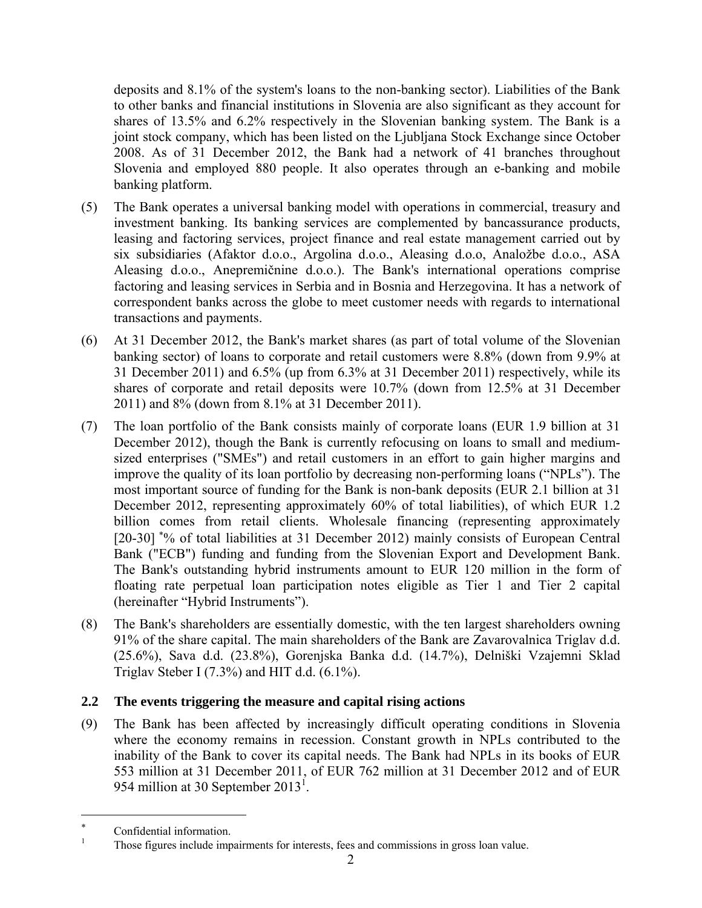deposits and 8.1% of the system's loans to the non-banking sector). Liabilities of the Bank to other banks and financial institutions in Slovenia are also significant as they account for shares of 13.5% and 6.2% respectively in the Slovenian banking system. The Bank is a joint stock company, which has been listed on the Ljubljana Stock Exchange since October 2008. As of 31 December 2012, the Bank had a network of 41 branches throughout Slovenia and employed 880 people. It also operates through an e-banking and mobile banking platform.

(5) The Bank operates a universal banking model with operations in commercial, treasury and investment banking. Its banking services are complemented by bancassurance products, leasing and factoring services, project finance and real estate management carried out by six subsidiaries (Afaktor d.o.o., Argolina d.o.o., Aleasing d.o.o, Analožbe d.o.o., ASA Aleasing d.o.o., Anepremičnine d.o.o.). The Bank's international operations comprise factoring and leasing services in Serbia and in Bosnia and Herzegovina. It has a network of correspondent banks across the globe to meet customer needs with regards to international transactions and payments.

(6) At 31 December 2012, the Bank's market shares (as part of total volume of the Slovenian banking sector) of loans to corporate and retail customers were 8.8% (down from 9.9% at 31 December 2011) and 6.5% (up from 6.3% at 31 December 2011) respectively, while its shares of corporate and retail deposits were 10.7% (down from 12.5% at 31 December 2011) and 8% (down from 8.1% at 31 December 2011).

(7) The loan portfolio of the Bank consists mainly of corporate loans (EUR 1.9 billion at 31 December 2012), though the Bank is currently refocusing on loans to small and medium-sized enterprises ("SMEs") and retail customers in an effort to gain higher margins and improve the quality of its loan portfolio by decreasing non-performing loans ("NPLs"). The most important source of funding for the Bank is non-bank deposits (EUR 2.1 billion at 31 December 2012, representing approximately 60% of total liabilities), of which EUR 1.2 billion comes from retail clients. Wholesale financing (representing approximately [20-30] [*]% of total liabilities at 31 December 2012) mainly consists of European Central Bank ("ECB") funding and funding from the Slovenian Export and Development Bank. The Bank's outstanding hybrid instruments amount to EUR 120 million in the form of floating rate perpetual loan participation notes eligible as Tier 1 and Tier 2 capital (hereinafter "Hybrid Instruments").

(8) The Bank's shareholders are essentially domestic, with the ten largest shareholders owning 91% of the share capital. The main shareholders of the Bank are Zavarovalnica Triglav d.d. (25.6%), Sava d.d. (23.8%), Gorenjska Banka d.d. (14.7%), Delniški Vzajemni Sklad Triglav Steber I (7.3%) and HIT d.d. (6.1%).

## 2.2 The events triggering the measure and capital rising actions

(9) The Bank has been affected by increasingly difficult operating conditions in Slovenia where the economy remains in recession. Constant growth in NPLs contributed to the inability of the Bank to cover its capital needs. The Bank had NPLs in its books of EUR 553 million at 31 December 2011, of EUR 762 million at 31 December 2012 and of EUR 954 million at 30 September 2013[1].

---

[*] Confidential information.

[1] Those figures include impairments for interests, fees and commissions in gross loan value.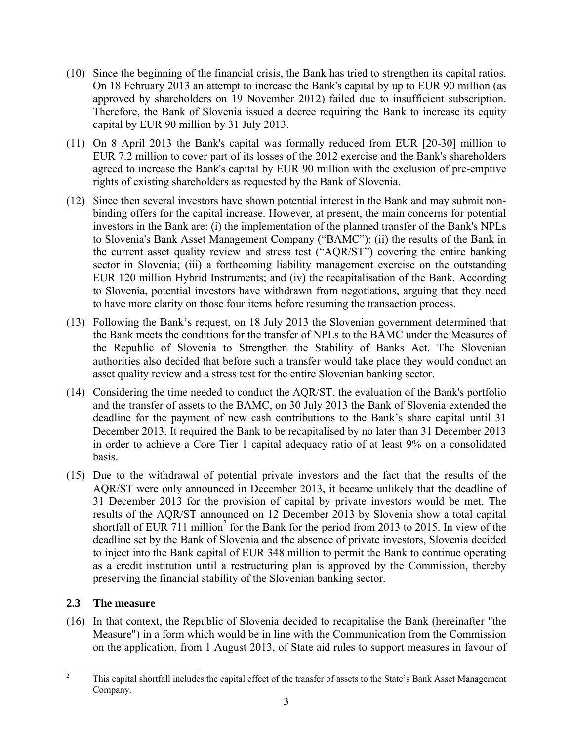(10) Since the beginning of the financial crisis, the Bank has tried to strengthen its capital ratios. On 18 February 2013 an attempt to increase the Bank's capital by up to EUR 90 million (as approved by shareholders on 19 November 2012) failed due to insufficient subscription. Therefore, the Bank of Slovenia issued a decree requiring the Bank to increase its equity capital by EUR 90 million by 31 July 2013.

(11) On 8 April 2013 the Bank's capital was formally reduced from EUR [20-30] million to EUR 7.2 million to cover part of its losses of the 2012 exercise and the Bank's shareholders agreed to increase the Bank's capital by EUR 90 million with the exclusion of pre-emptive rights of existing shareholders as requested by the Bank of Slovenia.

(12) Since then several investors have shown potential interest in the Bank and may submit non-binding offers for the capital increase. However, at present, the main concerns for potential investors in the Bank are: (i) the implementation of the planned transfer of the Bank's NPLs to Slovenia's Bank Asset Management Company ("BAMC"); (ii) the results of the Bank in the current asset quality review and stress test ("AQR/ST") covering the entire banking sector in Slovenia; (iii) a forthcoming liability management exercise on the outstanding EUR 120 million Hybrid Instruments; and (iv) the recapitalisation of the Bank. According to Slovenia, potential investors have withdrawn from negotiations, arguing that they need to have more clarity on those four items before resuming the transaction process.

(13) Following the Bank's request, on 18 July 2013 the Slovenian government determined that the Bank meets the conditions for the transfer of NPLs to the BAMC under the Measures of the Republic of Slovenia to Strengthen the Stability of Banks Act. The Slovenian authorities also decided that before such a transfer would take place they would conduct an asset quality review and a stress test for the entire Slovenian banking sector.

(14) Considering the time needed to conduct the AQR/ST, the evaluation of the Bank's portfolio and the transfer of assets to the BAMC, on 30 July 2013 the Bank of Slovenia extended the deadline for the payment of new cash contributions to the Bank's share capital until 31 December 2013. It required the Bank to be recapitalised by no later than 31 December 2013 in order to achieve a Core Tier 1 capital adequacy ratio of at least 9% on a consolidated basis.

(15) Due to the withdrawal of potential private investors and the fact that the results of the AQR/ST were only announced in December 2013, it became unlikely that the deadline of 31 December 2013 for the provision of capital by private investors would be met. The results of the AQR/ST announced on 12 December 2013 by Slovenia show a total capital shortfall of EUR 711 million[2] for the Bank for the period from 2013 to 2015. In view of the deadline set by the Bank of Slovenia and the absence of private investors, Slovenia decided to inject into the Bank capital of EUR 348 million to permit the Bank to continue operating as a credit institution until a restructuring plan is approved by the Commission, thereby preserving the financial stability of the Slovenian banking sector.

### 2.3 The measure

(16) In that context, the Republic of Slovenia decided to recapitalise the Bank (hereinafter "the Measure") in a form which would be in line with the Communication from the Commission on the application, from 1 August 2013, of State aid rules to support measures in favour of

---

[2] This capital shortfall includes the capital effect of the transfer of assets to the State's Bank Asset Management Company.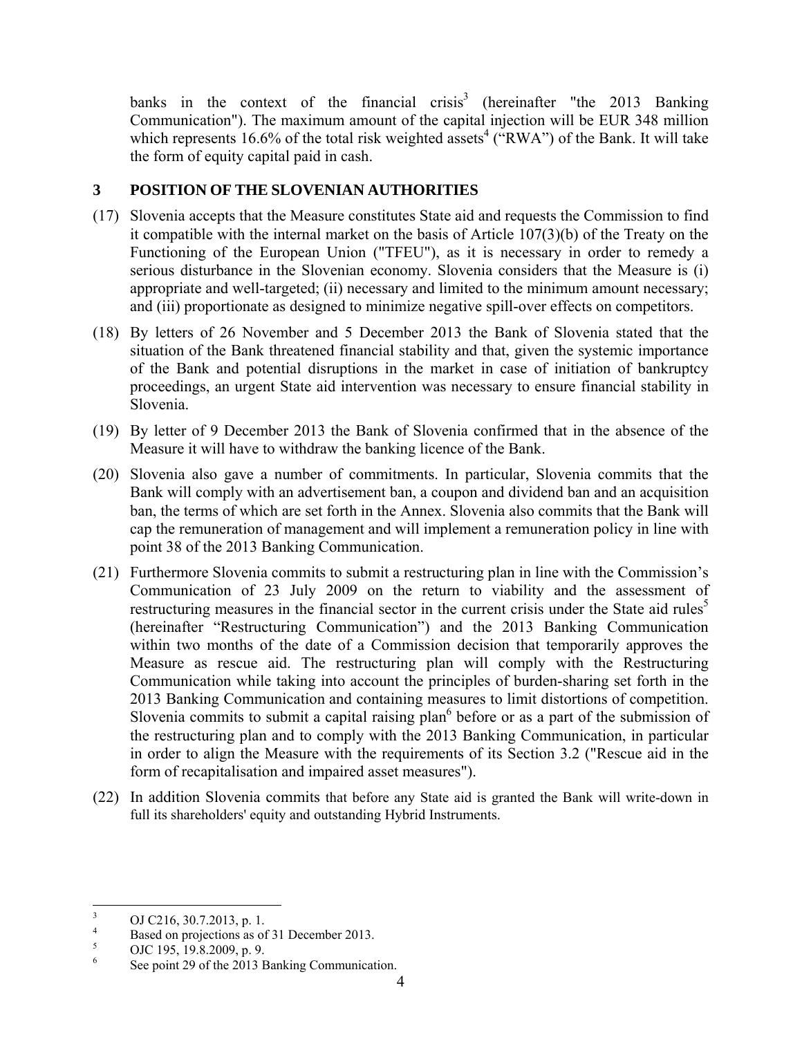banks in the context of the financial crisis[3] (hereinafter "the 2013 Banking Communication"). The maximum amount of the capital injection will be EUR 348 million which represents 16.6% of the total risk weighted assets[4] ("RWA") of the Bank. It will take the form of equity capital paid in cash.

## 3 POSITION OF THE SLOVENIAN AUTHORITIES

(17) Slovenia accepts that the Measure constitutes State aid and requests the Commission to find it compatible with the internal market on the basis of Article 107(3)(b) of the Treaty on the Functioning of the European Union ("TFEU"), as it is necessary in order to remedy a serious disturbance in the Slovenian economy. Slovenia considers that the Measure is (i) appropriate and well-targeted; (ii) necessary and limited to the minimum amount necessary; and (iii) proportionate as designed to minimize negative spill-over effects on competitors.

(18) By letters of 26 November and 5 December 2013 the Bank of Slovenia stated that the situation of the Bank threatened financial stability and that, given the systemic importance of the Bank and potential disruptions in the market in case of initiation of bankruptcy proceedings, an urgent State aid intervention was necessary to ensure financial stability in Slovenia.

(19) By letter of 9 December 2013 the Bank of Slovenia confirmed that in the absence of the Measure it will have to withdraw the banking licence of the Bank.

(20) Slovenia also gave a number of commitments. In particular, Slovenia commits that the Bank will comply with an advertisement ban, a coupon and dividend ban and an acquisition ban, the terms of which are set forth in the Annex. Slovenia also commits that the Bank will cap the remuneration of management and will implement a remuneration policy in line with point 38 of the 2013 Banking Communication.

(21) Furthermore Slovenia commits to submit a restructuring plan in line with the Commission's Communication of 23 July 2009 on the return to viability and the assessment of restructuring measures in the financial sector in the current crisis under the State aid rules[5] (hereinafter "Restructuring Communication") and the 2013 Banking Communication within two months of the date of a Commission decision that temporarily approves the Measure as rescue aid. The restructuring plan will comply with the Restructuring Communication while taking into account the principles of burden-sharing set forth in the 2013 Banking Communication and containing measures to limit distortions of competition. Slovenia commits to submit a capital raising plan[6] before or as a part of the submission of the restructuring plan and to comply with the 2013 Banking Communication, in particular in order to align the Measure with the requirements of its Section 3.2 ("Rescue aid in the form of recapitalisation and impaired asset measures").

(22) In addition Slovenia commits that before any State aid is granted the Bank will write-down in full its shareholders' equity and outstanding Hybrid Instruments.

---

[3] OJ C216, 30.7.2013, p. 1.

[4] Based on projections as of 31 December 2013.

[5] OJC 195, 19.8.2009, p. 9.

[6] See point 29 of the 2013 Banking Communication.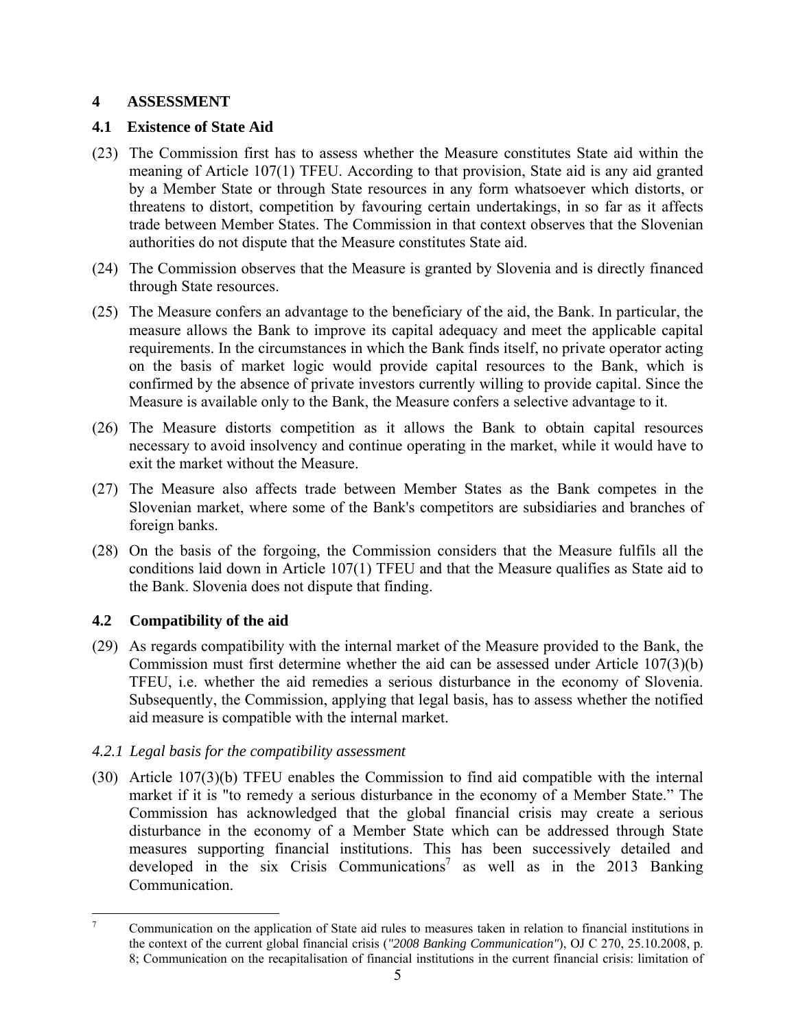## 4 ASSESSMENT

### 4.1 Existence of State Aid

(23) The Commission first has to assess whether the Measure constitutes State aid within the meaning of Article 107(1) TFEU. According to that provision, State aid is any aid granted by a Member State or through State resources in any form whatsoever which distorts, or threatens to distort, competition by favouring certain undertakings, in so far as it affects trade between Member States. The Commission in that context observes that the Slovenian authorities do not dispute that the Measure constitutes State aid.

(24) The Commission observes that the Measure is granted by Slovenia and is directly financed through State resources.

(25) The Measure confers an advantage to the beneficiary of the aid, the Bank. In particular, the measure allows the Bank to improve its capital adequacy and meet the applicable capital requirements. In the circumstances in which the Bank finds itself, no private operator acting on the basis of market logic would provide capital resources to the Bank, which is confirmed by the absence of private investors currently willing to provide capital. Since the Measure is available only to the Bank, the Measure confers a selective advantage to it.

(26) The Measure distorts competition as it allows the Bank to obtain capital resources necessary to avoid insolvency and continue operating in the market, while it would have to exit the market without the Measure.

(27) The Measure also affects trade between Member States as the Bank competes in the Slovenian market, where some of the Bank's competitors are subsidiaries and branches of foreign banks.

(28) On the basis of the forgoing, the Commission considers that the Measure fulfils all the conditions laid down in Article 107(1) TFEU and that the Measure qualifies as State aid to the Bank. Slovenia does not dispute that finding.

### 4.2 Compatibility of the aid

(29) As regards compatibility with the internal market of the Measure provided to the Bank, the Commission must first determine whether the aid can be assessed under Article 107(3)(b) TFEU, i.e. whether the aid remedies a serious disturbance in the economy of Slovenia. Subsequently, the Commission, applying that legal basis, has to assess whether the notified aid measure is compatible with the internal market.

#### *4.2.1 Legal basis for the compatibility assessment*

(30) Article 107(3)(b) TFEU enables the Commission to find aid compatible with the internal market if it is "to remedy a serious disturbance in the economy of a Member State." The Commission has acknowledged that the global financial crisis may create a serious disturbance in the economy of a Member State which can be addressed through State measures supporting financial institutions. This has been successively detailed and developed in the six Crisis Communications[7] as well as in the 2013 Banking Communication.

---

[7] Communication on the application of State aid rules to measures taken in relation to financial institutions in the context of the current global financial crisis (*"2008 Banking Communication"*), OJ C 270, 25.10.2008, p. 8; Communication on the recapitalisation of financial institutions in the current financial crisis: limitation of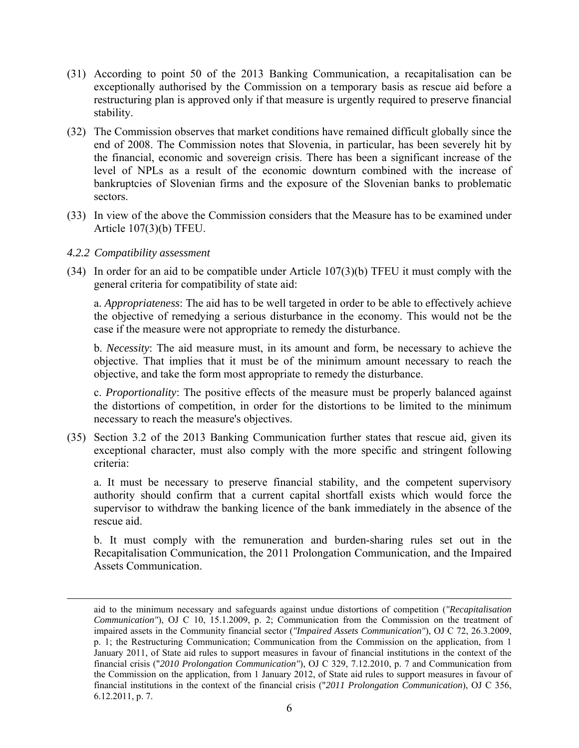(31) According to point 50 of the 2013 Banking Communication, a recapitalisation can be exceptionally authorised by the Commission on a temporary basis as rescue aid before a restructuring plan is approved only if that measure is urgently required to preserve financial stability.

(32) The Commission observes that market conditions have remained difficult globally since the end of 2008. The Commission notes that Slovenia, in particular, has been severely hit by the financial, economic and sovereign crisis. There has been a significant increase of the level of NPLs as a result of the economic downturn combined with the increase of bankruptcies of Slovenian firms and the exposure of the Slovenian banks to problematic sectors.

(33) In view of the above the Commission considers that the Measure has to be examined under Article 107(3)(b) TFEU.

### *4.2.2 Compatibility assessment*

(34) In order for an aid to be compatible under Article 107(3)(b) TFEU it must comply with the general criteria for compatibility of state aid:

a. *Appropriateness*: The aid has to be well targeted in order to be able to effectively achieve the objective of remedying a serious disturbance in the economy. This would not be the case if the measure were not appropriate to remedy the disturbance.

b. *Necessity*: The aid measure must, in its amount and form, be necessary to achieve the objective. That implies that it must be of the minimum amount necessary to reach the objective, and take the form most appropriate to remedy the disturbance.

c. *Proportionality*: The positive effects of the measure must be properly balanced against the distortions of competition, in order for the distortions to be limited to the minimum necessary to reach the measure's objectives.

(35) Section 3.2 of the 2013 Banking Communication further states that rescue aid, given its exceptional character, must also comply with the more specific and stringent following criteria:

a. It must be necessary to preserve financial stability, and the competent supervisory authority should confirm that a current capital shortfall exists which would force the supervisor to withdraw the banking licence of the bank immediately in the absence of the rescue aid.

b. It must comply with the remuneration and burden-sharing rules set out in the Recapitalisation Communication, the 2011 Prolongation Communication, and the Impaired Assets Communication.

---

aid to the minimum necessary and safeguards against undue distortions of competition (*"Recapitalisation Communication"*), OJ C 10, 15.1.2009, p. 2; Communication from the Commission on the treatment of impaired assets in the Community financial sector (*"Impaired Assets Communication"*), OJ C 72, 26.3.2009, p. 1; the Restructuring Communication; Communication from the Commission on the application, from 1 January 2011, of State aid rules to support measures in favour of financial institutions in the context of the financial crisis ("*2010 Prolongation Communication"*), OJ C 329, 7.12.2010, p. 7 and Communication from the Commission on the application, from 1 January 2012, of State aid rules to support measures in favour of financial institutions in the context of the financial crisis ("*2011 Prolongation Communication*), OJ C 356, 6.12.2011, p. 7.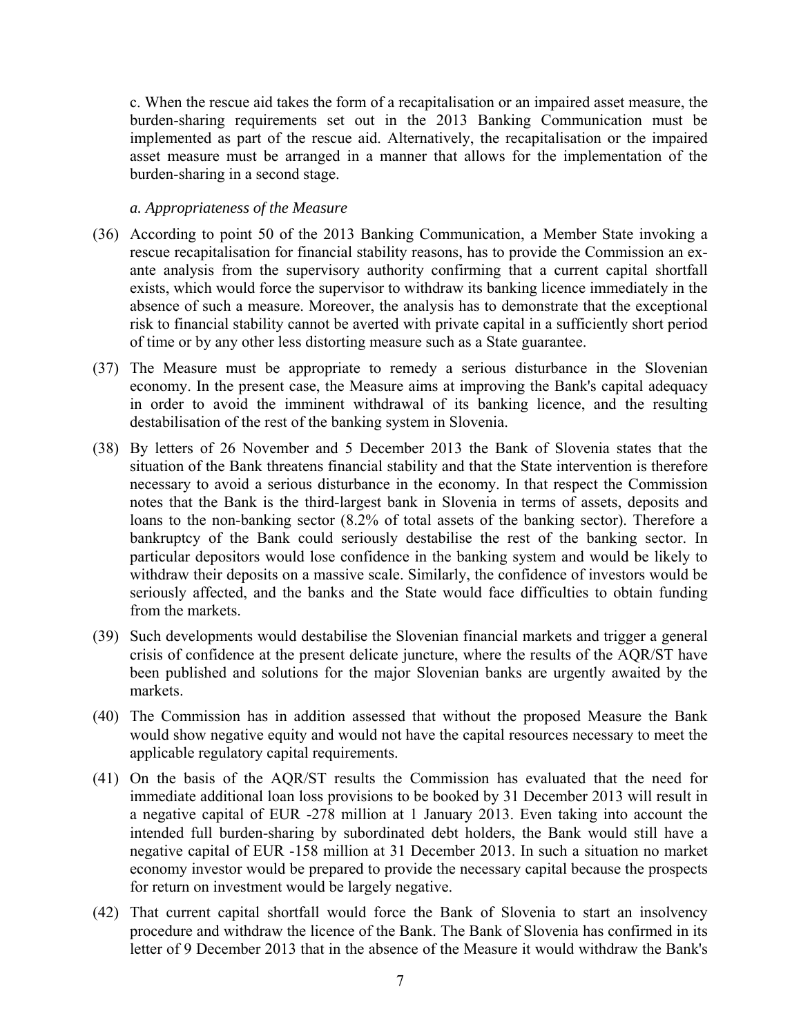c. When the rescue aid takes the form of a recapitalisation or an impaired asset measure, the burden-sharing requirements set out in the 2013 Banking Communication must be implemented as part of the rescue aid. Alternatively, the recapitalisation or the impaired asset measure must be arranged in a manner that allows for the implementation of the burden-sharing in a second stage.

*a. Appropriateness of the Measure*

(36) According to point 50 of the 2013 Banking Communication, a Member State invoking a rescue recapitalisation for financial stability reasons, has to provide the Commission an ex-ante analysis from the supervisory authority confirming that a current capital shortfall exists, which would force the supervisor to withdraw its banking licence immediately in the absence of such a measure. Moreover, the analysis has to demonstrate that the exceptional risk to financial stability cannot be averted with private capital in a sufficiently short period of time or by any other less distorting measure such as a State guarantee.

(37) The Measure must be appropriate to remedy a serious disturbance in the Slovenian economy. In the present case, the Measure aims at improving the Bank's capital adequacy in order to avoid the imminent withdrawal of its banking licence, and the resulting destabilisation of the rest of the banking system in Slovenia.

(38) By letters of 26 November and 5 December 2013 the Bank of Slovenia states that the situation of the Bank threatens financial stability and that the State intervention is therefore necessary to avoid a serious disturbance in the economy. In that respect the Commission notes that the Bank is the third-largest bank in Slovenia in terms of assets, deposits and loans to the non-banking sector (8.2% of total assets of the banking sector). Therefore a bankruptcy of the Bank could seriously destabilise the rest of the banking sector. In particular depositors would lose confidence in the banking system and would be likely to withdraw their deposits on a massive scale. Similarly, the confidence of investors would be seriously affected, and the banks and the State would face difficulties to obtain funding from the markets.

(39) Such developments would destabilise the Slovenian financial markets and trigger a general crisis of confidence at the present delicate juncture, where the results of the AQR/ST have been published and solutions for the major Slovenian banks are urgently awaited by the markets.

(40) The Commission has in addition assessed that without the proposed Measure the Bank would show negative equity and would not have the capital resources necessary to meet the applicable regulatory capital requirements.

(41) On the basis of the AQR/ST results the Commission has evaluated that the need for immediate additional loan loss provisions to be booked by 31 December 2013 will result in a negative capital of EUR -278 million at 1 January 2013. Even taking into account the intended full burden-sharing by subordinated debt holders, the Bank would still have a negative capital of EUR -158 million at 31 December 2013. In such a situation no market economy investor would be prepared to provide the necessary capital because the prospects for return on investment would be largely negative.

(42) That current capital shortfall would force the Bank of Slovenia to start an insolvency procedure and withdraw the licence of the Bank. The Bank of Slovenia has confirmed in its letter of 9 December 2013 that in the absence of the Measure it would withdraw the Bank's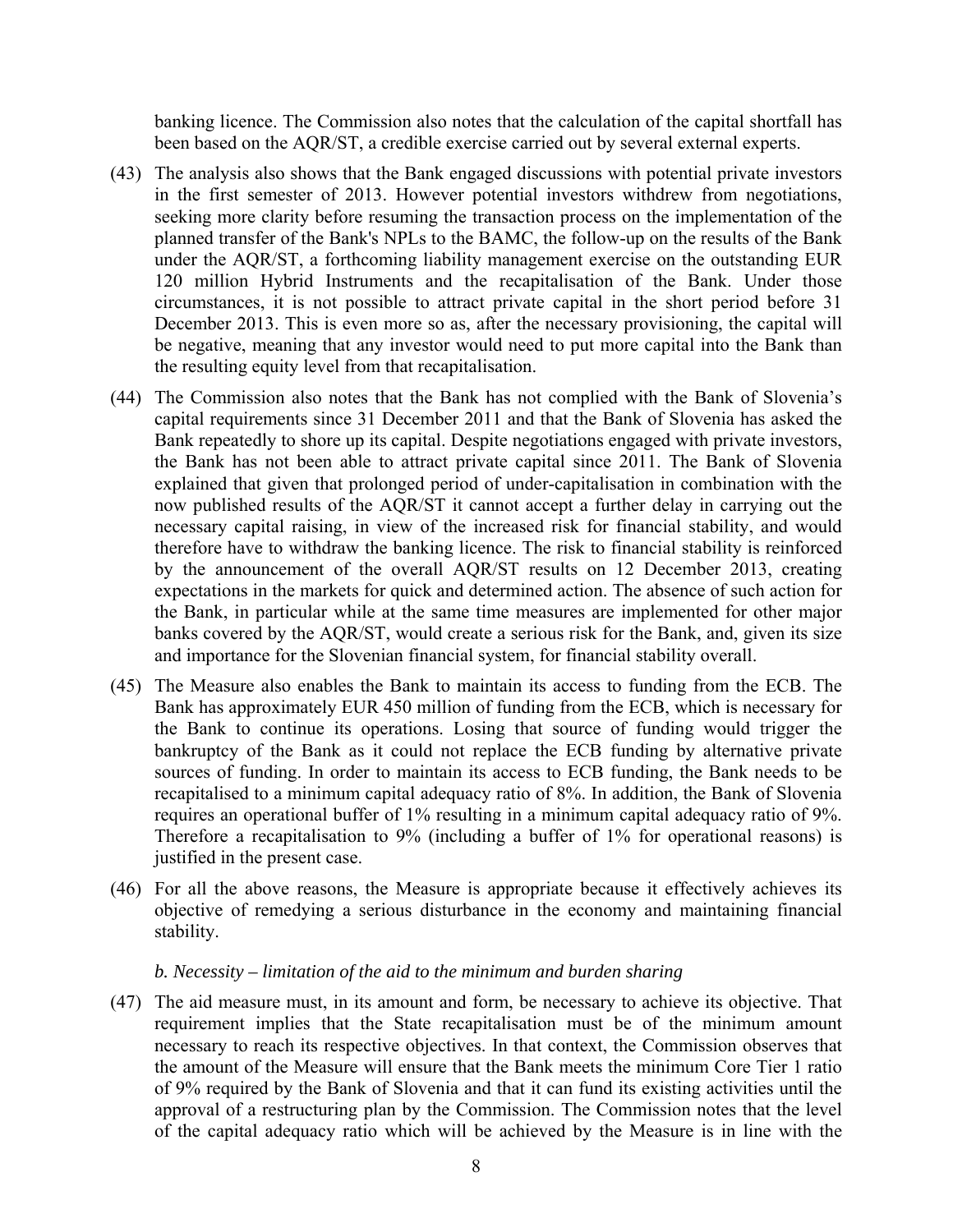banking licence. The Commission also notes that the calculation of the capital shortfall has been based on the AQR/ST, a credible exercise carried out by several external experts.

(43) The analysis also shows that the Bank engaged discussions with potential private investors in the first semester of 2013. However potential investors withdrew from negotiations, seeking more clarity before resuming the transaction process on the implementation of the planned transfer of the Bank's NPLs to the BAMC, the follow-up on the results of the Bank under the AQR/ST, a forthcoming liability management exercise on the outstanding EUR 120 million Hybrid Instruments and the recapitalisation of the Bank. Under those circumstances, it is not possible to attract private capital in the short period before 31 December 2013. This is even more so as, after the necessary provisioning, the capital will be negative, meaning that any investor would need to put more capital into the Bank than the resulting equity level from that recapitalisation.

(44) The Commission also notes that the Bank has not complied with the Bank of Slovenia's capital requirements since 31 December 2011 and that the Bank of Slovenia has asked the Bank repeatedly to shore up its capital. Despite negotiations engaged with private investors, the Bank has not been able to attract private capital since 2011. The Bank of Slovenia explained that given that prolonged period of under-capitalisation in combination with the now published results of the AQR/ST it cannot accept a further delay in carrying out the necessary capital raising, in view of the increased risk for financial stability, and would therefore have to withdraw the banking licence. The risk to financial stability is reinforced by the announcement of the overall AQR/ST results on 12 December 2013, creating expectations in the markets for quick and determined action. The absence of such action for the Bank, in particular while at the same time measures are implemented for other major banks covered by the AQR/ST, would create a serious risk for the Bank, and, given its size and importance for the Slovenian financial system, for financial stability overall.

(45) The Measure also enables the Bank to maintain its access to funding from the ECB. The Bank has approximately EUR 450 million of funding from the ECB, which is necessary for the Bank to continue its operations. Losing that source of funding would trigger the bankruptcy of the Bank as it could not replace the ECB funding by alternative private sources of funding. In order to maintain its access to ECB funding, the Bank needs to be recapitalised to a minimum capital adequacy ratio of 8%. In addition, the Bank of Slovenia requires an operational buffer of 1% resulting in a minimum capital adequacy ratio of 9%. Therefore a recapitalisation to 9% (including a buffer of 1% for operational reasons) is justified in the present case.

(46) For all the above reasons, the Measure is appropriate because it effectively achieves its objective of remedying a serious disturbance in the economy and maintaining financial stability.

*b. Necessity – limitation of the aid to the minimum and burden sharing*

(47) The aid measure must, in its amount and form, be necessary to achieve its objective. That requirement implies that the State recapitalisation must be of the minimum amount necessary to reach its respective objectives. In that context, the Commission observes that the amount of the Measure will ensure that the Bank meets the minimum Core Tier 1 ratio of 9% required by the Bank of Slovenia and that it can fund its existing activities until the approval of a restructuring plan by the Commission. The Commission notes that the level of the capital adequacy ratio which will be achieved by the Measure is in line with the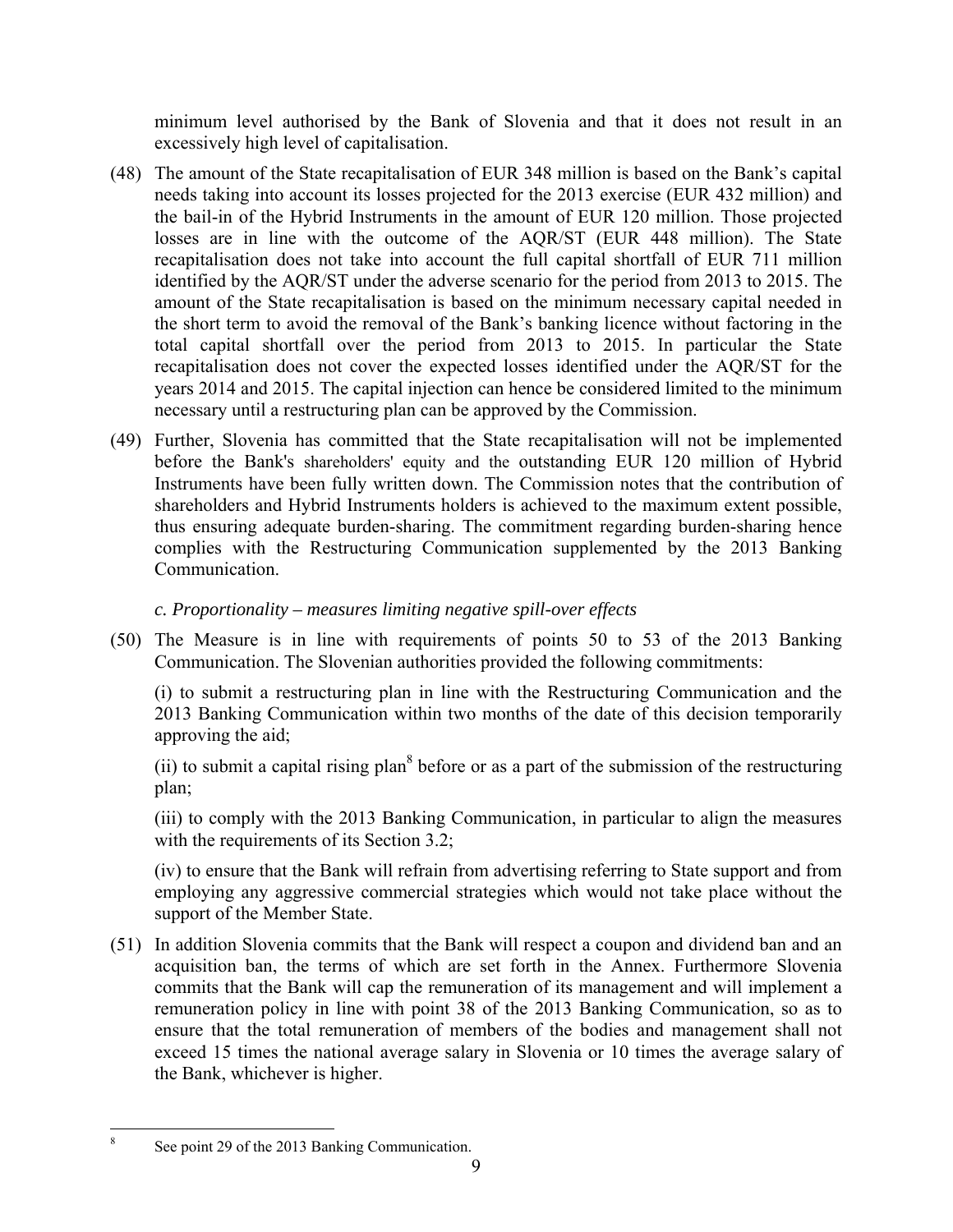minimum level authorised by the Bank of Slovenia and that it does not result in an excessively high level of capitalisation.

(48) The amount of the State recapitalisation of EUR 348 million is based on the Bank's capital needs taking into account its losses projected for the 2013 exercise (EUR 432 million) and the bail-in of the Hybrid Instruments in the amount of EUR 120 million. Those projected losses are in line with the outcome of the AQR/ST (EUR 448 million). The State recapitalisation does not take into account the full capital shortfall of EUR 711 million identified by the AQR/ST under the adverse scenario for the period from 2013 to 2015. The amount of the State recapitalisation is based on the minimum necessary capital needed in the short term to avoid the removal of the Bank's banking licence without factoring in the total capital shortfall over the period from 2013 to 2015. In particular the State recapitalisation does not cover the expected losses identified under the AQR/ST for the years 2014 and 2015. The capital injection can hence be considered limited to the minimum necessary until a restructuring plan can be approved by the Commission.

(49) Further, Slovenia has committed that the State recapitalisation will not be implemented before the Bank's shareholders' equity and the outstanding EUR 120 million of Hybrid Instruments have been fully written down. The Commission notes that the contribution of shareholders and Hybrid Instruments holders is achieved to the maximum extent possible, thus ensuring adequate burden-sharing. The commitment regarding burden-sharing hence complies with the Restructuring Communication supplemented by the 2013 Banking Communication.

*c. Proportionality – measures limiting negative spill-over effects*

(50) The Measure is in line with requirements of points 50 to 53 of the 2013 Banking Communication. The Slovenian authorities provided the following commitments:

(i) to submit a restructuring plan in line with the Restructuring Communication and the 2013 Banking Communication within two months of the date of this decision temporarily approving the aid;

(ii) to submit a capital rising plan[8] before or as a part of the submission of the restructuring plan;

(iii) to comply with the 2013 Banking Communication, in particular to align the measures with the requirements of its Section 3.2;

(iv) to ensure that the Bank will refrain from advertising referring to State support and from employing any aggressive commercial strategies which would not take place without the support of the Member State.

(51) In addition Slovenia commits that the Bank will respect a coupon and dividend ban and an acquisition ban, the terms of which are set forth in the Annex. Furthermore Slovenia commits that the Bank will cap the remuneration of its management and will implement a remuneration policy in line with point 38 of the 2013 Banking Communication, so as to ensure that the total remuneration of members of the bodies and management shall not exceed 15 times the national average salary in Slovenia or 10 times the average salary of the Bank, whichever is higher.

---

[8] See point 29 of the 2013 Banking Communication.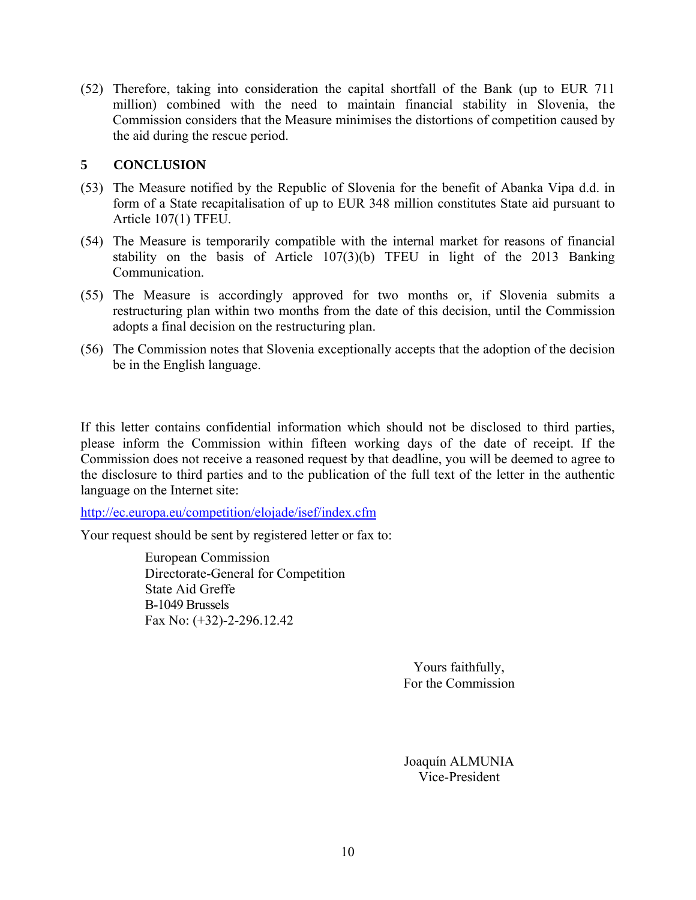(52) Therefore, taking into consideration the capital shortfall of the Bank (up to EUR 711 million) combined with the need to maintain financial stability in Slovenia, the Commission considers that the Measure minimises the distortions of competition caused by the aid during the rescue period.

## 5 CONCLUSION

(53) The Measure notified by the Republic of Slovenia for the benefit of Abanka Vipa d.d. in form of a State recapitalisation of up to EUR 348 million constitutes State aid pursuant to Article 107(1) TFEU.

(54) The Measure is temporarily compatible with the internal market for reasons of financial stability on the basis of Article 107(3)(b) TFEU in light of the 2013 Banking Communication.

(55) The Measure is accordingly approved for two months or, if Slovenia submits a restructuring plan within two months from the date of this decision, until the Commission adopts a final decision on the restructuring plan.

(56) The Commission notes that Slovenia exceptionally accepts that the adoption of the decision be in the English language.

If this letter contains confidential information which should not be disclosed to third parties, please inform the Commission within fifteen working days of the date of receipt. If the Commission does not receive a reasoned request by that deadline, you will be deemed to agree to the disclosure to third parties and to the publication of the full text of the letter in the authentic language on the Internet site:

http://ec.europa.eu/competition/elojade/isef/index.cfm

Your request should be sent by registered letter or fax to:

European Commission
Directorate-General for Competition
State Aid Greffe
B-1049 Brussels
Fax No: (+32)-2-296.12.42

Yours faithfully,
For the Commission

Joaquín ALMUNIA
Vice-President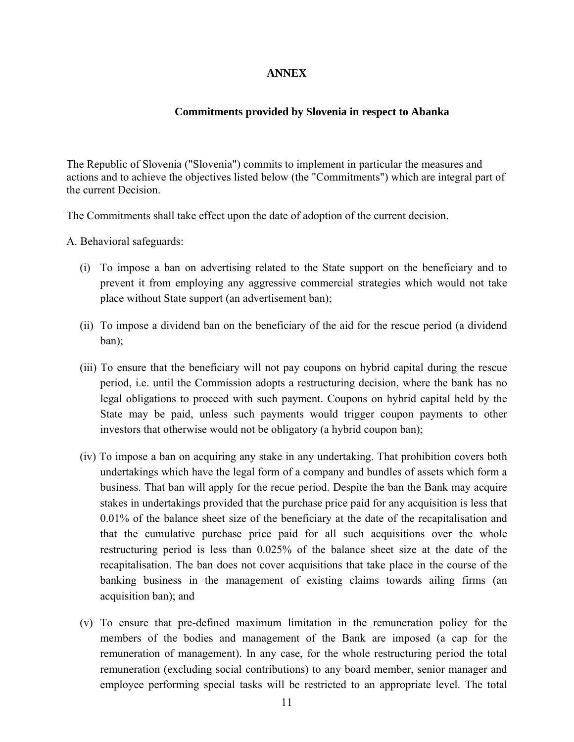# ANNEX

## Commitments provided by Slovenia in respect to Abanka

The Republic of Slovenia ("Slovenia") commits to implement in particular the measures and actions and to achieve the objectives listed below (the "Commitments") which are integral part of the current Decision.

The Commitments shall take effect upon the date of adoption of the current decision.

A. Behavioral safeguards:

(i) To impose a ban on advertising related to the State support on the beneficiary and to prevent it from employing any aggressive commercial strategies which would not take place without State support (an advertisement ban);

(ii) To impose a dividend ban on the beneficiary of the aid for the rescue period (a dividend ban);

(iii) To ensure that the beneficiary will not pay coupons on hybrid capital during the rescue period, i.e. until the Commission adopts a restructuring decision, where the bank has no legal obligations to proceed with such payment. Coupons on hybrid capital held by the State may be paid, unless such payments would trigger coupon payments to other investors that otherwise would not be obligatory (a hybrid coupon ban);

(iv) To impose a ban on acquiring any stake in any undertaking. That prohibition covers both undertakings which have the legal form of a company and bundles of assets which form a business. That ban will apply for the recue period. Despite the ban the Bank may acquire stakes in undertakings provided that the purchase price paid for any acquisition is less that 0.01% of the balance sheet size of the beneficiary at the date of the recapitalisation and that the cumulative purchase price paid for all such acquisitions over the whole restructuring period is less than 0.025% of the balance sheet size at the date of the recapitalisation. The ban does not cover acquisitions that take place in the course of the banking business in the management of existing claims towards ailing firms (an acquisition ban); and

(v) To ensure that pre-defined maximum limitation in the remuneration policy for the members of the bodies and management of the Bank are imposed (a cap for the remuneration of management). In any case, for the whole restructuring period the total remuneration (excluding social contributions) to any board member, senior manager and employee performing special tasks will be restricted to an appropriate level. The total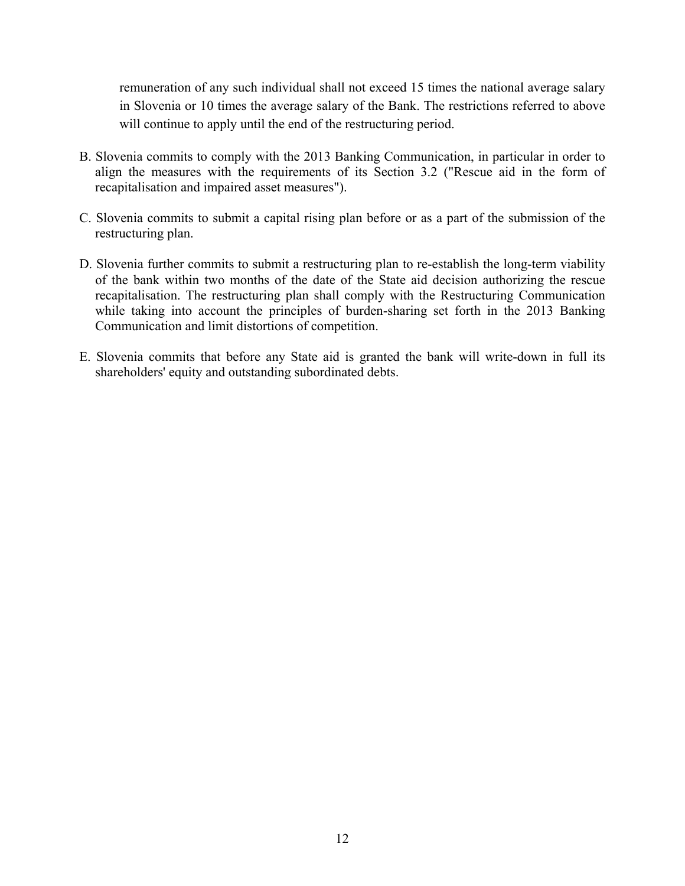remuneration of any such individual shall not exceed 15 times the national average salary in Slovenia or 10 times the average salary of the Bank. The restrictions referred to above will continue to apply until the end of the restructuring period.

B. Slovenia commits to comply with the 2013 Banking Communication, in particular in order to align the measures with the requirements of its Section 3.2 ("Rescue aid in the form of recapitalisation and impaired asset measures").

C. Slovenia commits to submit a capital rising plan before or as a part of the submission of the restructuring plan.

D. Slovenia further commits to submit a restructuring plan to re-establish the long-term viability of the bank within two months of the date of the State aid decision authorizing the rescue recapitalisation. The restructuring plan shall comply with the Restructuring Communication while taking into account the principles of burden-sharing set forth in the 2013 Banking Communication and limit distortions of competition.

E. Slovenia commits that before any State aid is granted the bank will write-down in full its shareholders' equity and outstanding subordinated debts.